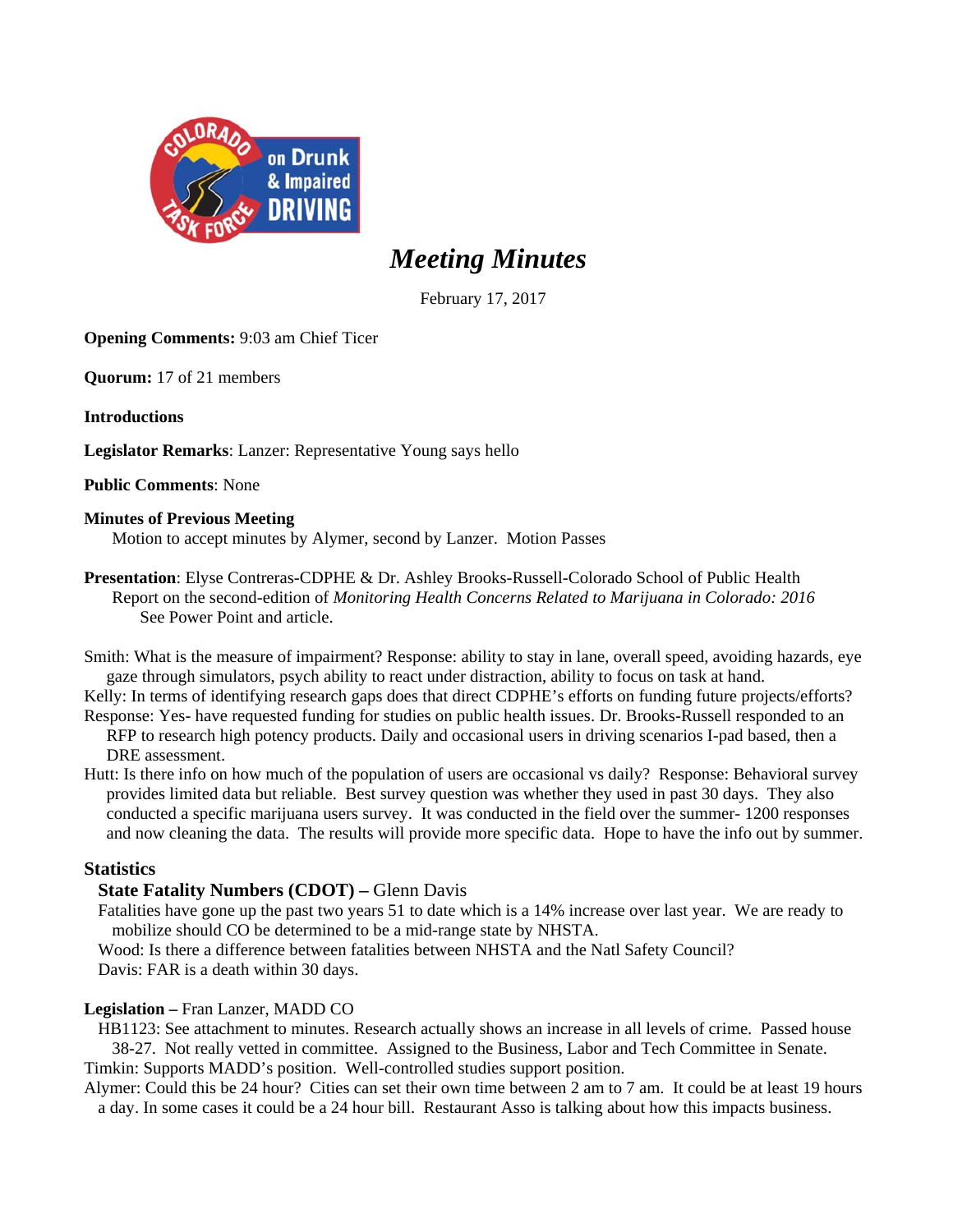# Meeting Minutes

February 17, 2017

**Opening Comments:** 9:03 am Chief Ticer

**Quorum:** 17 of 21 members

**Introductions**

**Legislator Remarks**: Lanzer: Representative Young says hello

**Public Comments**: None

**Minutes of Previous Meeting**

Motion to accept minutes by Alymer, second by Lanzer. Motion Passes

**Presentation**: Elyse Contreras-CDPHE & Dr. Ashley Brooks-Russell-Colorado School of Public Health

Report on the second-edition of *Monitoring Health Concerns Related to Marijuana in Colorado: 2016*

See Power Point and article.

Smith: What is the measure of impairment? Response: ability to stay in lane, overall speed, avoiding hazards, eye gaze through simulators, psych ability to react under distraction, ability to focus on task at hand.

Kelly: In terms of identifying research gaps does that direct CDPHE's efforts on funding future projects/efforts?

Response: Yes- have requested funding for studies on public health issues. Dr. Brooks-Russell responded to an RFP to research high potency products. Daily and occasional users in driving scenarios I-pad based, then a DRE assessment.

Hutt: Is there info on how much of the population of users are occasional vs daily? Response: Behavioral survey provides limited data but reliable. Best survey question was whether they used in past 30 days. They also conducted a specific marijuana users survey. It was conducted in the field over the summer- 1200 responses and now cleaning the data. The results will provide more specific data. Hope to have the info out by summer.

## Statistics

**State Fatality Numbers (CDOT) –** Glenn Davis

Fatalities have gone up the past two years 51 to date which is a 14% increase over last year. We are ready to mobilize should CO be determined to be a mid-range state by NHSTA.

Wood: Is there a difference between fatalities between NHSTA and the Natl Safety Council?

Davis: FAR is a death within 30 days.

**Legislation –** Fran Lanzer, MADD CO

HB1123: See attachment to minutes. Research actually shows an increase in all levels of crime. Passed house 38-27. Not really vetted in committee. Assigned to the Business, Labor and Tech Committee in Senate.

Timkin: Supports MADD's position. Well-controlled studies support position.

Alymer: Could this be 24 hour? Cities can set their own time between 2 am to 7 am. It could be at least 19 hours a day. In some cases it could be a 24 hour bill. Restaurant Asso is talking about how this impacts business.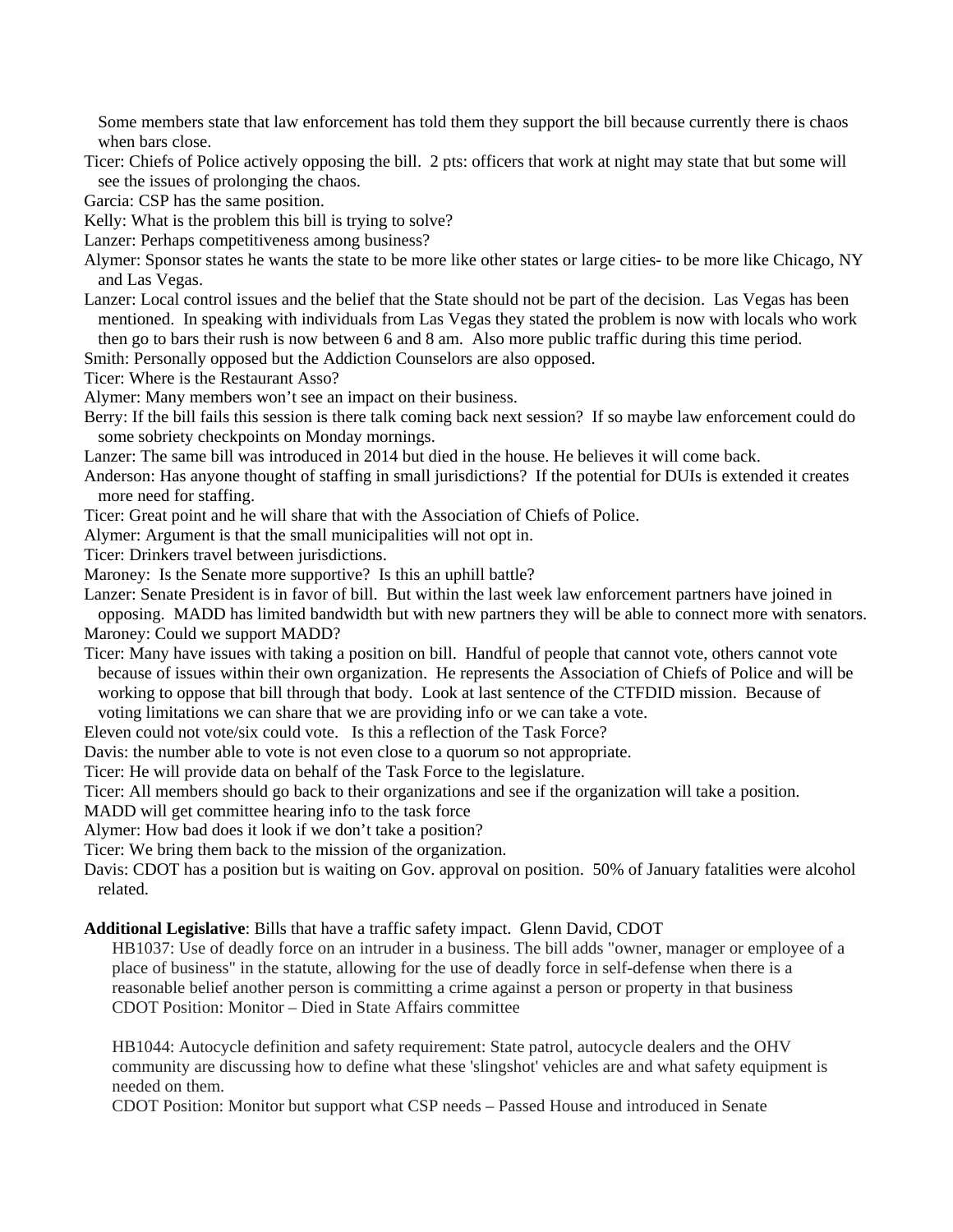Some members state that law enforcement has told them they support the bill because currently there is chaos when bars close.

Ticer: Chiefs of Police actively opposing the bill. 2 pts: officers that work at night may state that but some will see the issues of prolonging the chaos.

Garcia: CSP has the same position.

Kelly: What is the problem this bill is trying to solve?

Lanzer: Perhaps competitiveness among business?

Alymer: Sponsor states he wants the state to be more like other states or large cities- to be more like Chicago, NY and Las Vegas.

Lanzer: Local control issues and the belief that the State should not be part of the decision. Las Vegas has been mentioned. In speaking with individuals from Las Vegas they stated the problem is now with locals who work then go to bars their rush is now between 6 and 8 am. Also more public traffic during this time period.

Smith: Personally opposed but the Addiction Counselors are also opposed.

Ticer: Where is the Restaurant Asso?

Alymer: Many members won't see an impact on their business.

Berry: If the bill fails this session is there talk coming back next session? If so maybe law enforcement could do some sobriety checkpoints on Monday mornings.

Lanzer: The same bill was introduced in 2014 but died in the house. He believes it will come back.

Anderson: Has anyone thought of staffing in small jurisdictions? If the potential for DUIs is extended it creates more need for staffing.

Ticer: Great point and he will share that with the Association of Chiefs of Police.

Alymer: Argument is that the small municipalities will not opt in.

Ticer: Drinkers travel between jurisdictions.

Maroney: Is the Senate more supportive? Is this an uphill battle?

Lanzer: Senate President is in favor of bill. But within the last week law enforcement partners have joined in opposing. MADD has limited bandwidth but with new partners they will be able to connect more with senators.

Maroney: Could we support MADD?

Ticer: Many have issues with taking a position on bill. Handful of people that cannot vote, others cannot vote because of issues within their own organization. He represents the Association of Chiefs of Police and will be working to oppose that bill through that body. Look at last sentence of the CTFDID mission. Because of voting limitations we can share that we are providing info or we can take a vote.

Eleven could not vote/six could vote. Is this a reflection of the Task Force?

Davis: the number able to vote is not even close to a quorum so not appropriate.

Ticer: He will provide data on behalf of the Task Force to the legislature.

Ticer: All members should go back to their organizations and see if the organization will take a position.

MADD will get committee hearing info to the task force

Alymer: How bad does it look if we don't take a position?

Ticer: We bring them back to the mission of the organization.

Davis: CDOT has a position but is waiting on Gov. approval on position. 50% of January fatalities were alcohol related.

**Additional Legislative**: Bills that have a traffic safety impact. Glenn David, CDOT

HB1037: Use of deadly force on an intruder in a business. The bill adds "owner, manager or employee of a place of business" in the statute, allowing for the use of deadly force in self-defense when there is a reasonable belief another person is committing a crime against a person or property in that business
CDOT Position: Monitor – Died in State Affairs committee

HB1044: Autocycle definition and safety requirement: State patrol, autocycle dealers and the OHV community are discussing how to define what these 'slingshot' vehicles are and what safety equipment is needed on them.
CDOT Position: Monitor but support what CSP needs – Passed House and introduced in Senate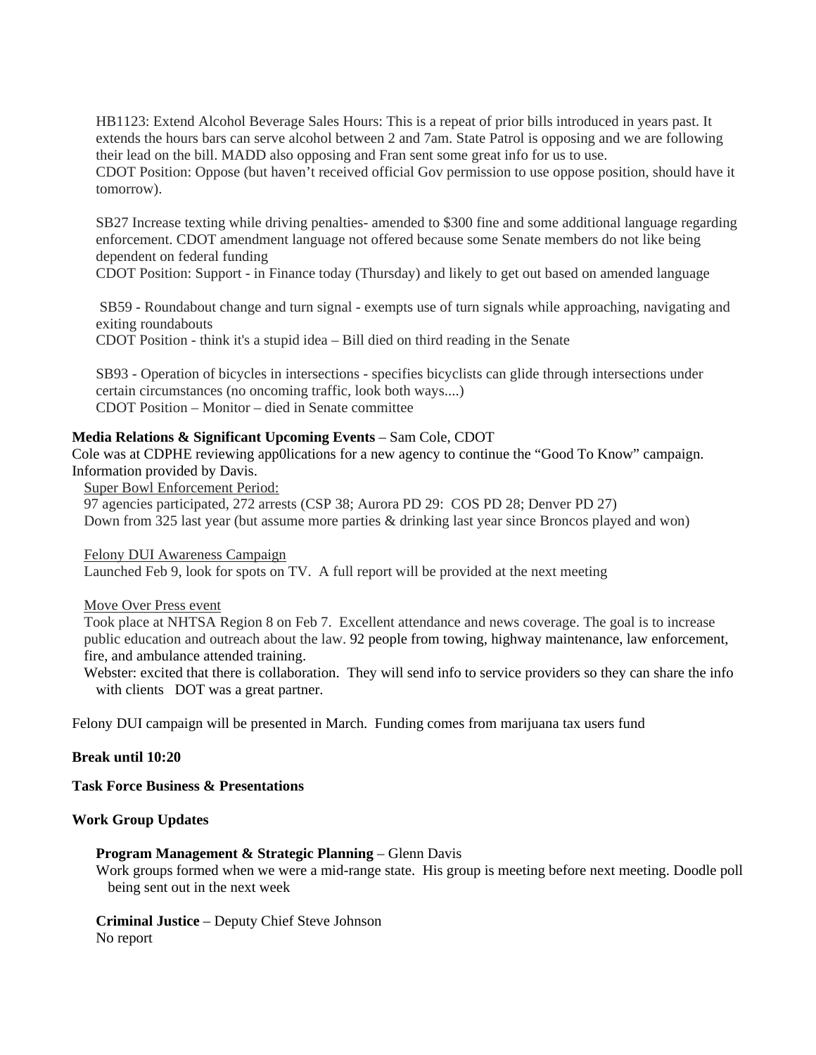HB1123: Extend Alcohol Beverage Sales Hours: This is a repeat of prior bills introduced in years past. It extends the hours bars can serve alcohol between 2 and 7am. State Patrol is opposing and we are following their lead on the bill. MADD also opposing and Fran sent some great info for us to use.
CDOT Position: Oppose (but haven't received official Gov permission to use oppose position, should have it tomorrow).

SB27 Increase texting while driving penalties- amended to $300 fine and some additional language regarding enforcement. CDOT amendment language not offered because some Senate members do not like being dependent on federal funding
CDOT Position: Support - in Finance today (Thursday) and likely to get out based on amended language

SB59 - Roundabout change and turn signal - exempts use of turn signals while approaching, navigating and exiting roundabouts
CDOT Position - think it's a stupid idea – Bill died on third reading in the Senate

SB93 - Operation of bicycles in intersections - specifies bicyclists can glide through intersections under certain circumstances (no oncoming traffic, look both ways....)
CDOT Position – Monitor – died in Senate committee

**Media Relations & Significant Upcoming Events** – Sam Cole, CDOT
Cole was at CDPHE reviewing app0lications for a new agency to continue the "Good To Know" campaign. Information provided by Davis.

Super Bowl Enforcement Period:
97 agencies participated, 272 arrests (CSP 38; Aurora PD 29: COS PD 28; Denver PD 27)
Down from 325 last year (but assume more parties & drinking last year since Broncos played and won)

Felony DUI Awareness Campaign
Launched Feb 9, look for spots on TV. A full report will be provided at the next meeting

Move Over Press event
Took place at NHTSA Region 8 on Feb 7. Excellent attendance and news coverage. The goal is to increase public education and outreach about the law. 92 people from towing, highway maintenance, law enforcement, fire, and ambulance attended training.
Webster: excited that there is collaboration. They will send info to service providers so they can share the info with clients DOT was a great partner.

Felony DUI campaign will be presented in March. Funding comes from marijuana tax users fund

**Break until 10:20**

**Task Force Business & Presentations**

**Work Group Updates**

**Program Management & Strategic Planning** – Glenn Davis
Work groups formed when we were a mid-range state. His group is meeting before next meeting. Doodle poll being sent out in the next week

**Criminal Justice** – Deputy Chief Steve Johnson
No report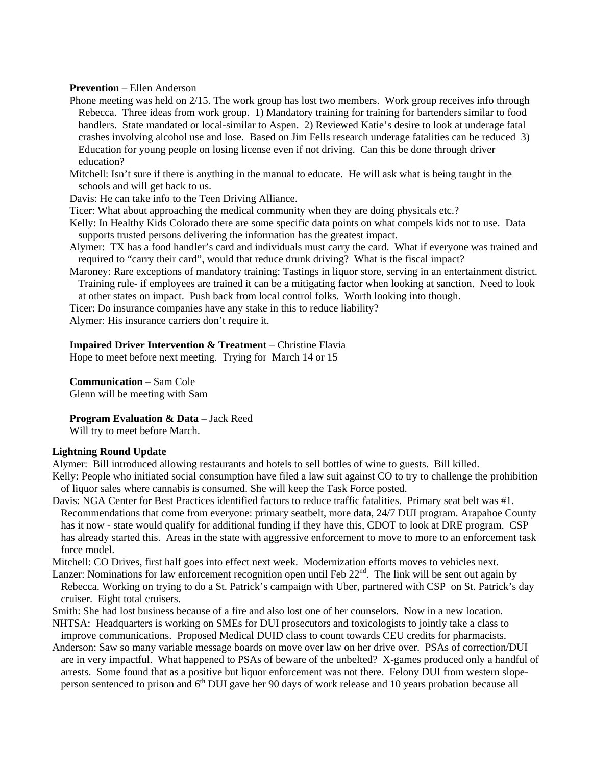**Prevention** – Ellen Anderson

Phone meeting was held on 2/15. The work group has lost two members. Work group receives info through Rebecca. Three ideas from work group. 1) Mandatory training for training for bartenders similar to food handlers. State mandated or local-similar to Aspen. 2) Reviewed Katie's desire to look at underage fatal crashes involving alcohol use and lose. Based on Jim Fells research underage fatalities can be reduced 3) Education for young people on losing license even if not driving. Can this be done through driver education?

Mitchell: Isn't sure if there is anything in the manual to educate. He will ask what is being taught in the schools and will get back to us.

Davis: He can take info to the Teen Driving Alliance.

Ticer: What about approaching the medical community when they are doing physicals etc.?

Kelly: In Healthy Kids Colorado there are some specific data points on what compels kids not to use. Data supports trusted persons delivering the information has the greatest impact.

Alymer: TX has a food handler's card and individuals must carry the card. What if everyone was trained and required to "carry their card", would that reduce drunk driving? What is the fiscal impact?

Maroney: Rare exceptions of mandatory training: Tastings in liquor store, serving in an entertainment district. Training rule- if employees are trained it can be a mitigating factor when looking at sanction. Need to look at other states on impact. Push back from local control folks. Worth looking into though.

Ticer: Do insurance companies have any stake in this to reduce liability?

Alymer: His insurance carriers don't require it.

**Impaired Driver Intervention & Treatment** – Christine Flavia

Hope to meet before next meeting. Trying for March 14 or 15

**Communication** – Sam Cole

Glenn will be meeting with Sam

**Program Evaluation & Data** – Jack Reed

Will try to meet before March.

**Lightning Round Update**

Alymer: Bill introduced allowing restaurants and hotels to sell bottles of wine to guests. Bill killed.

Kelly: People who initiated social consumption have filed a law suit against CO to try to challenge the prohibition of liquor sales where cannabis is consumed. She will keep the Task Force posted.

Davis: NGA Center for Best Practices identified factors to reduce traffic fatalities. Primary seat belt was #1. Recommendations that come from everyone: primary seatbelt, more data, 24/7 DUI program. Arapahoe County has it now - state would qualify for additional funding if they have this, CDOT to look at DRE program. CSP has already started this. Areas in the state with aggressive enforcement to move to more to an enforcement task force model.

Mitchell: CO Drives, first half goes into effect next week. Modernization efforts moves to vehicles next.

Lanzer: Nominations for law enforcement recognition open until Feb 22nd. The link will be sent out again by Rebecca. Working on trying to do a St. Patrick's campaign with Uber, partnered with CSP on St. Patrick's day cruiser. Eight total cruisers.

Smith: She had lost business because of a fire and also lost one of her counselors. Now in a new location.

NHTSA: Headquarters is working on SMEs for DUI prosecutors and toxicologists to jointly take a class to improve communications. Proposed Medical DUID class to count towards CEU credits for pharmacists.

Anderson: Saw so many variable message boards on move over law on her drive over. PSAs of correction/DUI are in very impactful. What happened to PSAs of beware of the unbelted? X-games produced only a handful of arrests. Some found that as a positive but liquor enforcement was not there. Felony DUI from western slope-person sentenced to prison and 6th DUI gave her 90 days of work release and 10 years probation because all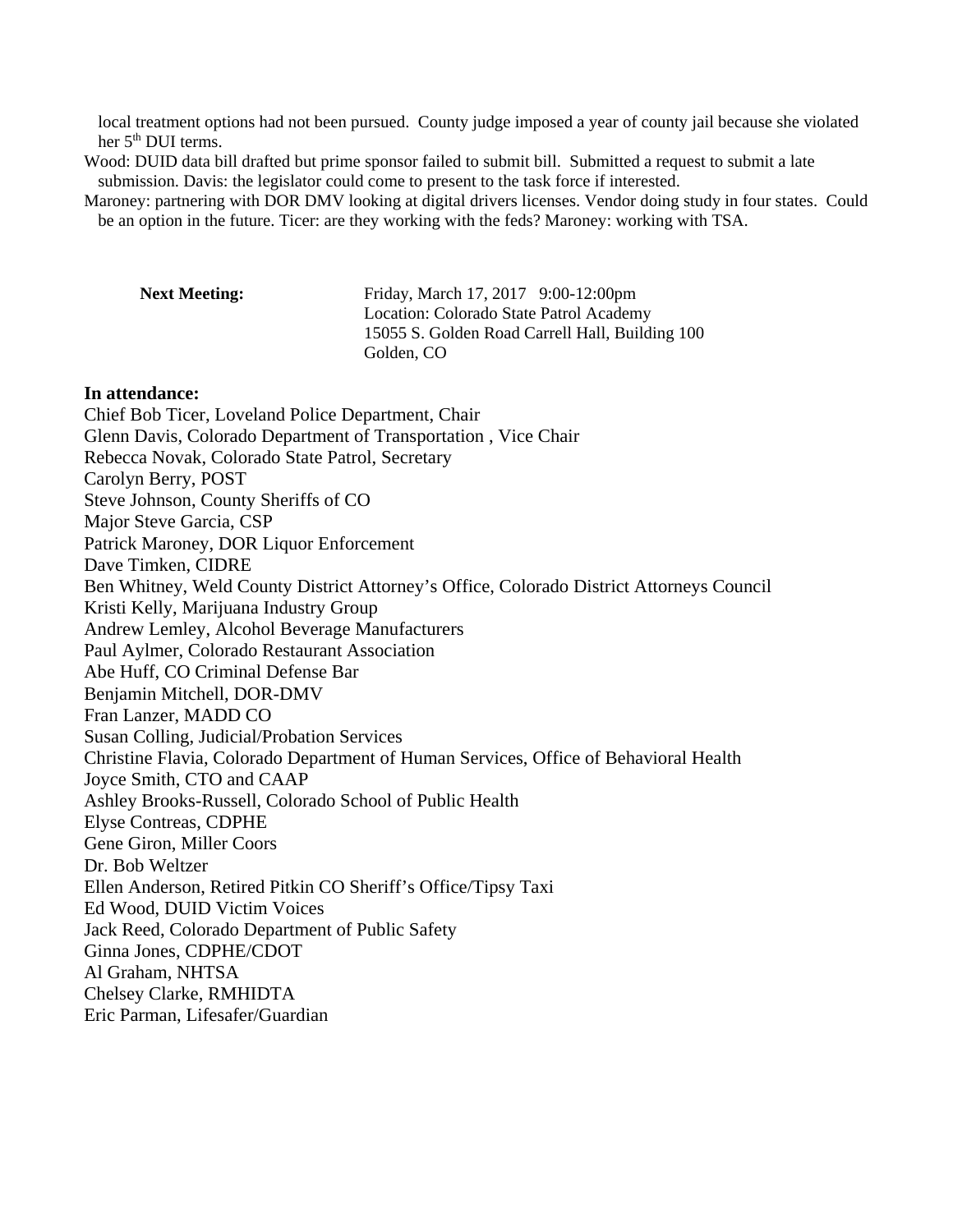local treatment options had not been pursued. County judge imposed a year of county jail because she violated her 5th DUI terms.

Wood: DUID data bill drafted but prime sponsor failed to submit bill. Submitted a request to submit a late submission. Davis: the legislator could come to present to the task force if interested.

Maroney: partnering with DOR DMV looking at digital drivers licenses. Vendor doing study in four states. Could be an option in the future. Ticer: are they working with the feds? Maroney: working with TSA.

**Next Meeting:** Friday, March 17, 2017 9:00-12:00pm
Location: Colorado State Patrol Academy
15055 S. Golden Road Carrell Hall, Building 100
Golden, CO

**In attendance:**

Chief Bob Ticer, Loveland Police Department, Chair
Glenn Davis, Colorado Department of Transportation , Vice Chair
Rebecca Novak, Colorado State Patrol, Secretary
Carolyn Berry, POST
Steve Johnson, County Sheriffs of CO
Major Steve Garcia, CSP
Patrick Maroney, DOR Liquor Enforcement
Dave Timken, CIDRE
Ben Whitney, Weld County District Attorney's Office, Colorado District Attorneys Council
Kristi Kelly, Marijuana Industry Group
Andrew Lemley, Alcohol Beverage Manufacturers
Paul Aylmer, Colorado Restaurant Association
Abe Huff, CO Criminal Defense Bar
Benjamin Mitchell, DOR-DMV
Fran Lanzer, MADD CO
Susan Colling, Judicial/Probation Services
Christine Flavia, Colorado Department of Human Services, Office of Behavioral Health
Joyce Smith, CTO and CAAP
Ashley Brooks-Russell, Colorado School of Public Health
Elyse Contreas, CDPHE
Gene Giron, Miller Coors
Dr. Bob Weltzer
Ellen Anderson, Retired Pitkin CO Sheriff's Office/Tipsy Taxi
Ed Wood, DUID Victim Voices
Jack Reed, Colorado Department of Public Safety
Ginna Jones, CDPHE/CDOT
Al Graham, NHTSA
Chelsey Clarke, RMHIDTA
Eric Parman, Lifesafer/Guardian